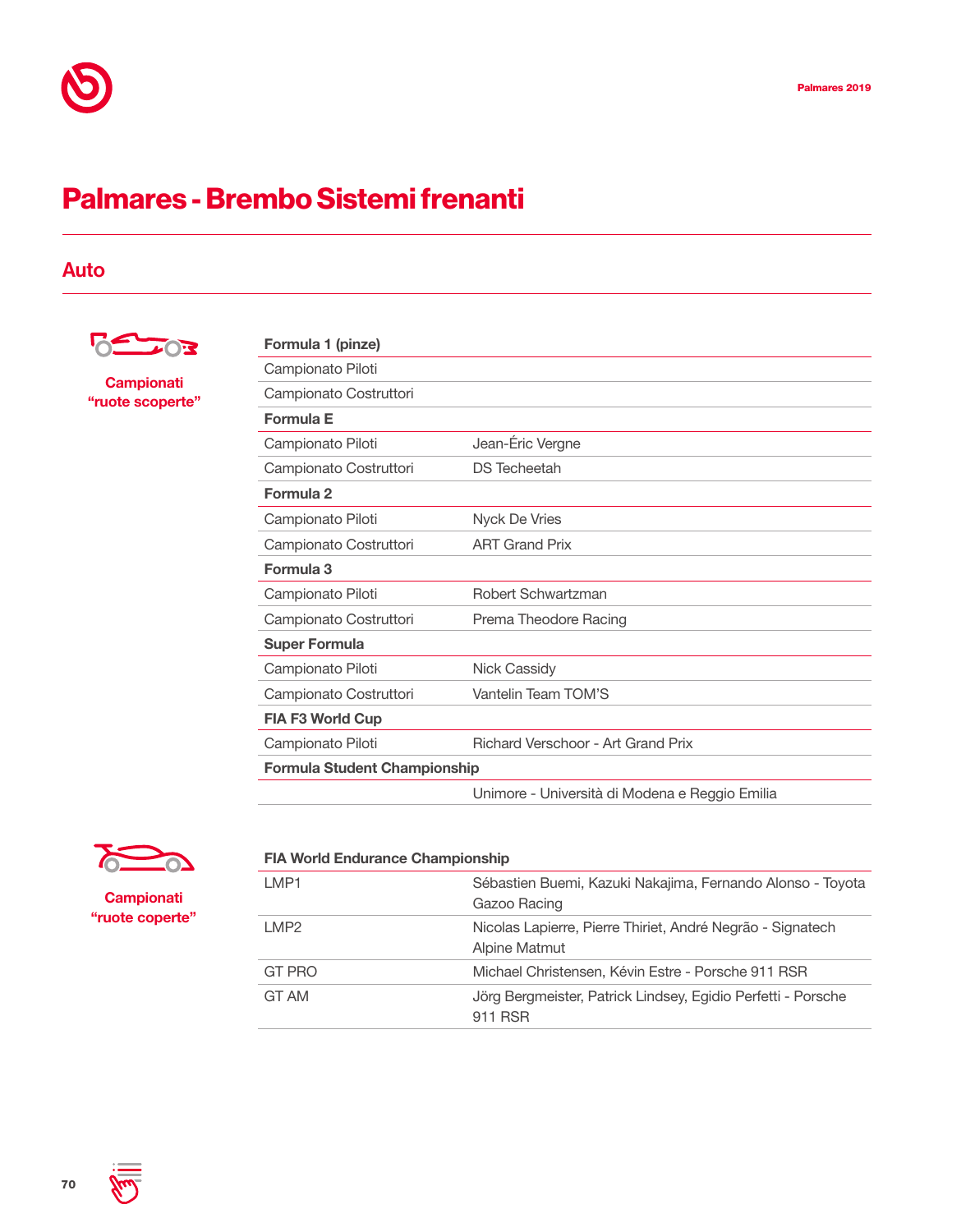# Palmares - Brembo Sistemi frenanti

## Auto

**Campionati "ruote scoperte"**

| **Formula 1 (pinze)** | |
|---|---|
| Campionato Piloti | |
| Campionato Costruttori | |
| **Formula E** | |
| Campionato Piloti | Jean-Éric Vergne |
| Campionato Costruttori | DS Techeetah |
| **Formula 2** | |
| Campionato Piloti | Nyck De Vries |
| Campionato Costruttori | ART Grand Prix |
| **Formula 3** | |
| Campionato Piloti | Robert Schwartzman |
| Campionato Costruttori | Prema Theodore Racing |
| **Super Formula** | |
| Campionato Piloti | Nick Cassidy |
| Campionato Costruttori | Vantelin Team TOM'S |
| **FIA F3 World Cup** | |
| Campionato Piloti | Richard Verschoor - Art Grand Prix |
| **Formula Student Championship** | |
| | Unimore - Università di Modena e Reggio Emilia |

**Campionati "ruote coperte"**

| **FIA World Endurance Championship** | |
|---|---|
| LMP1 | Sébastien Buemi, Kazuki Nakajima, Fernando Alonso - Toyota Gazoo Racing |
| LMP2 | Nicolas Lapierre, Pierre Thiriet, André Negrão - Signatech Alpine Matmut |
| GT PRO | Michael Christensen, Kévin Estre - Porsche 911 RSR |
| GT AM | Jörg Bergmeister, Patrick Lindsey, Egidio Perfetti - Porsche 911 RSR |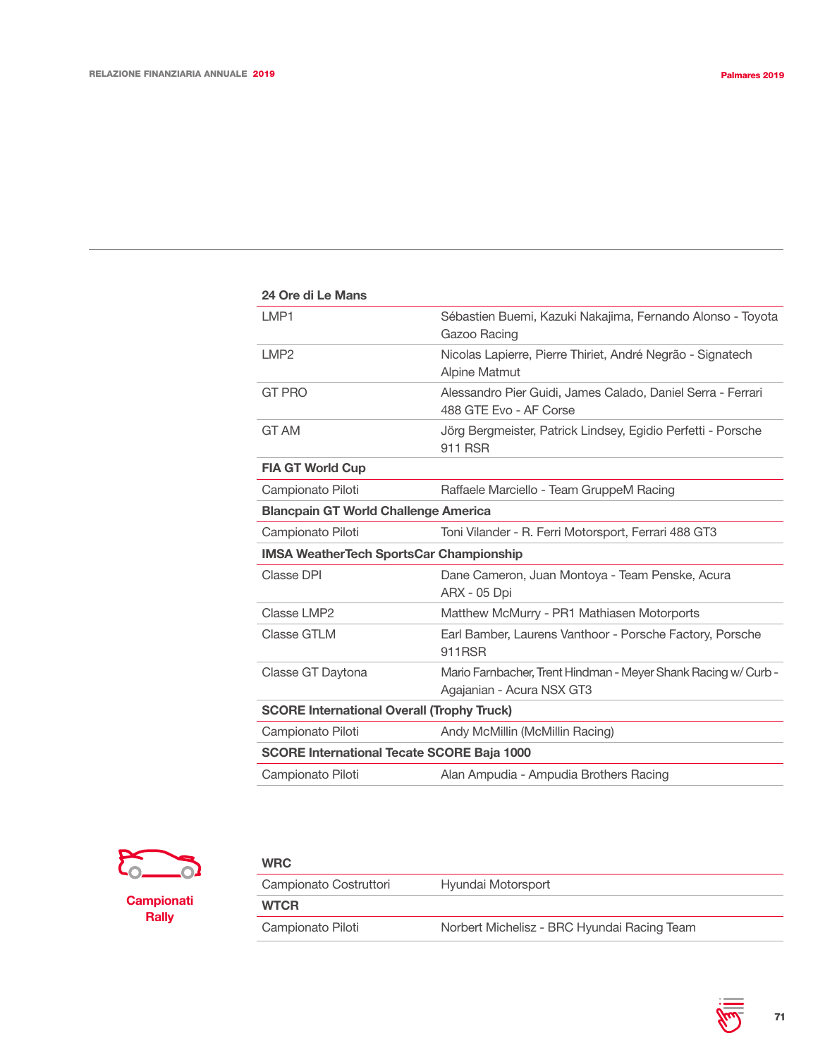| | |
|---|---|
| **24 Ore di Le Mans** | |
| LMP1 | Sébastien Buemi, Kazuki Nakajima, Fernando Alonso - Toyota Gazoo Racing |
| LMP2 | Nicolas Lapierre, Pierre Thiriet, André Negrão - Signatech Alpine Matmut |
| GT PRO | Alessandro Pier Guidi, James Calado, Daniel Serra - Ferrari 488 GTE Evo - AF Corse |
| GT AM | Jörg Bergmeister, Patrick Lindsey, Egidio Perfetti - Porsche 911 RSR |
| **FIA GT World Cup** | |
| Campionato Piloti | Raffaele Marciello - Team GruppeM Racing |
| **Blancpain GT World Challenge America** | |
| Campionato Piloti | Toni Vilander - R. Ferri Motorsport, Ferrari 488 GT3 |
| **IMSA WeatherTech SportsCar Championship** | |
| Classe DPI | Dane Cameron, Juan Montoya - Team Penske, Acura ARX - 05 Dpi |
| Classe LMP2 | Matthew McMurry - PR1 Mathiasen Motorports |
| Classe GTLM | Earl Bamber, Laurens Vanthoor - Porsche Factory, Porsche 911RSR |
| Classe GT Daytona | Mario Farnbacher, Trent Hindman - Meyer Shank Racing w/ Curb - Agajanian - Acura NSX GT3 |
| **SCORE International Overall (Trophy Truck)** | |
| Campionato Piloti | Andy McMillin (McMillin Racing) |
| **SCORE International Tecate SCORE Baja 1000** | |
| Campionato Piloti | Alan Ampudia - Ampudia Brothers Racing |

**Campionati Rally**

| | |
|---|---|
| **WRC** | |
| Campionato Costruttori | Hyundai Motorsport |
| **WTCR** | |
| Campionato Piloti | Norbert Michelisz - BRC Hyundai Racing Team |